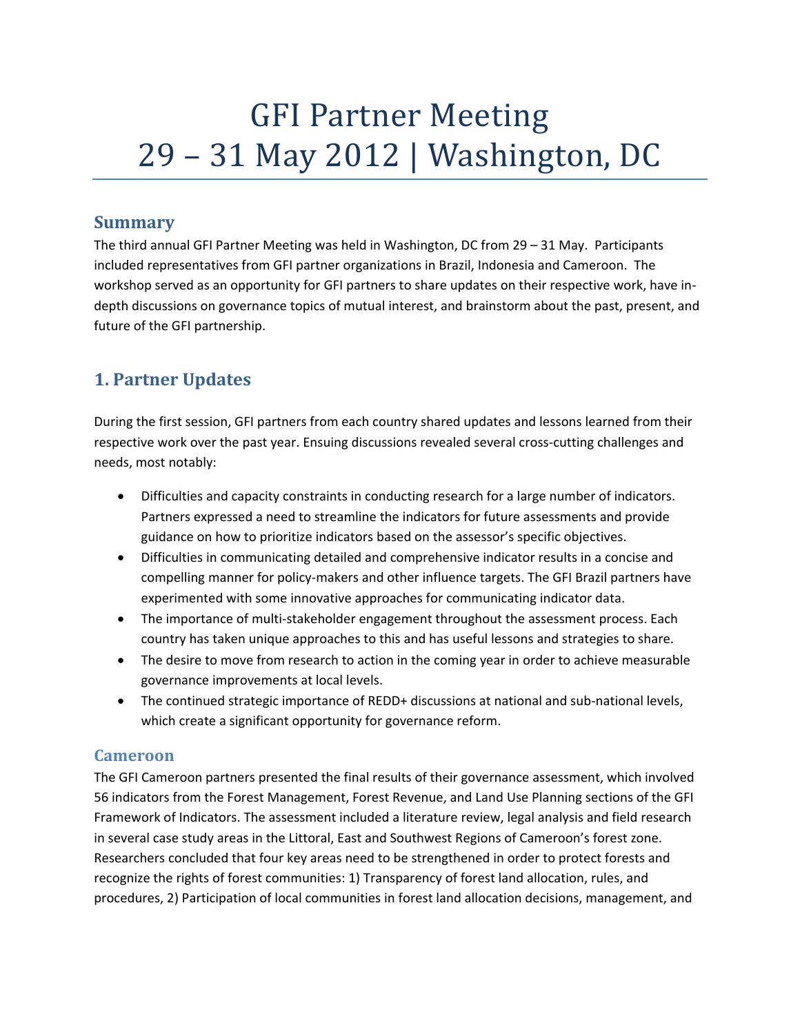# GFI Partner Meeting
# 29 – 31 May 2012 | Washington, DC

## Summary

The third annual GFI Partner Meeting was held in Washington, DC from 29 – 31 May. Participants included representatives from GFI partner organizations in Brazil, Indonesia and Cameroon. The workshop served as an opportunity for GFI partners to share updates on their respective work, have in-depth discussions on governance topics of mutual interest, and brainstorm about the past, present, and future of the GFI partnership.

## 1. Partner Updates

During the first session, GFI partners from each country shared updates and lessons learned from their respective work over the past year. Ensuing discussions revealed several cross-cutting challenges and needs, most notably:

- Difficulties and capacity constraints in conducting research for a large number of indicators. Partners expressed a need to streamline the indicators for future assessments and provide guidance on how to prioritize indicators based on the assessor's specific objectives.
- Difficulties in communicating detailed and comprehensive indicator results in a concise and compelling manner for policy-makers and other influence targets. The GFI Brazil partners have experimented with some innovative approaches for communicating indicator data.
- The importance of multi-stakeholder engagement throughout the assessment process. Each country has taken unique approaches to this and has useful lessons and strategies to share.
- The desire to move from research to action in the coming year in order to achieve measurable governance improvements at local levels.
- The continued strategic importance of REDD+ discussions at national and sub-national levels, which create a significant opportunity for governance reform.

### Cameroon

The GFI Cameroon partners presented the final results of their governance assessment, which involved 56 indicators from the Forest Management, Forest Revenue, and Land Use Planning sections of the GFI Framework of Indicators. The assessment included a literature review, legal analysis and field research in several case study areas in the Littoral, East and Southwest Regions of Cameroon's forest zone. Researchers concluded that four key areas need to be strengthened in order to protect forests and recognize the rights of forest communities: 1) Transparency of forest land allocation, rules, and procedures, 2) Participation of local communities in forest land allocation decisions, management, and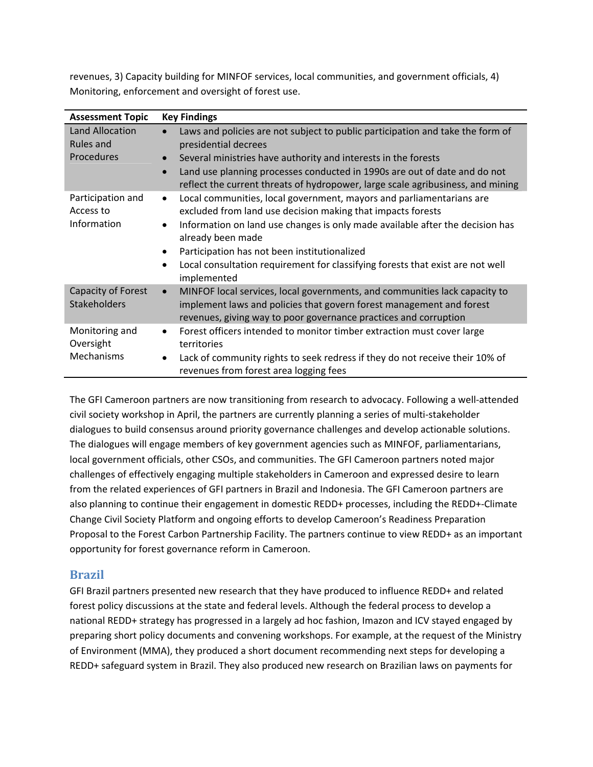revenues, 3) Capacity building for MINFOF services, local communities, and government officials, 4) Monitoring, enforcement and oversight of forest use.

| Assessment Topic | Key Findings |
|---|---|
| Land Allocation Rules and Procedures | • Laws and policies are not subject to public participation and take the form of presidential decrees<br>• Several ministries have authority and interests in the forests<br>• Land use planning processes conducted in 1990s are out of date and do not reflect the current threats of hydropower, large scale agribusiness, and mining |
| Participation and Access to Information | • Local communities, local government, mayors and parliamentarians are excluded from land use decision making that impacts forests<br>• Information on land use changes is only made available after the decision has already been made<br>• Participation has not been institutionalized<br>• Local consultation requirement for classifying forests that exist are not well implemented |
| Capacity of Forest Stakeholders | • MINFOF local services, local governments, and communities lack capacity to implement laws and policies that govern forest management and forest revenues, giving way to poor governance practices and corruption |
| Monitoring and Oversight Mechanisms | • Forest officers intended to monitor timber extraction must cover large territories<br>• Lack of community rights to seek redress if they do not receive their 10% of revenues from forest area logging fees |

The GFI Cameroon partners are now transitioning from research to advocacy. Following a well-attended civil society workshop in April, the partners are currently planning a series of multi-stakeholder dialogues to build consensus around priority governance challenges and develop actionable solutions. The dialogues will engage members of key government agencies such as MINFOF, parliamentarians, local government officials, other CSOs, and communities. The GFI Cameroon partners noted major challenges of effectively engaging multiple stakeholders in Cameroon and expressed desire to learn from the related experiences of GFI partners in Brazil and Indonesia. The GFI Cameroon partners are also planning to continue their engagement in domestic REDD+ processes, including the REDD+-Climate Change Civil Society Platform and ongoing efforts to develop Cameroon's Readiness Preparation Proposal to the Forest Carbon Partnership Facility. The partners continue to view REDD+ as an important opportunity for forest governance reform in Cameroon.

## Brazil

GFI Brazil partners presented new research that they have produced to influence REDD+ and related forest policy discussions at the state and federal levels. Although the federal process to develop a national REDD+ strategy has progressed in a largely ad hoc fashion, Imazon and ICV stayed engaged by preparing short policy documents and convening workshops. For example, at the request of the Ministry of Environment (MMA), they produced a short document recommending next steps for developing a REDD+ safeguard system in Brazil. They also produced new research on Brazilian laws on payments for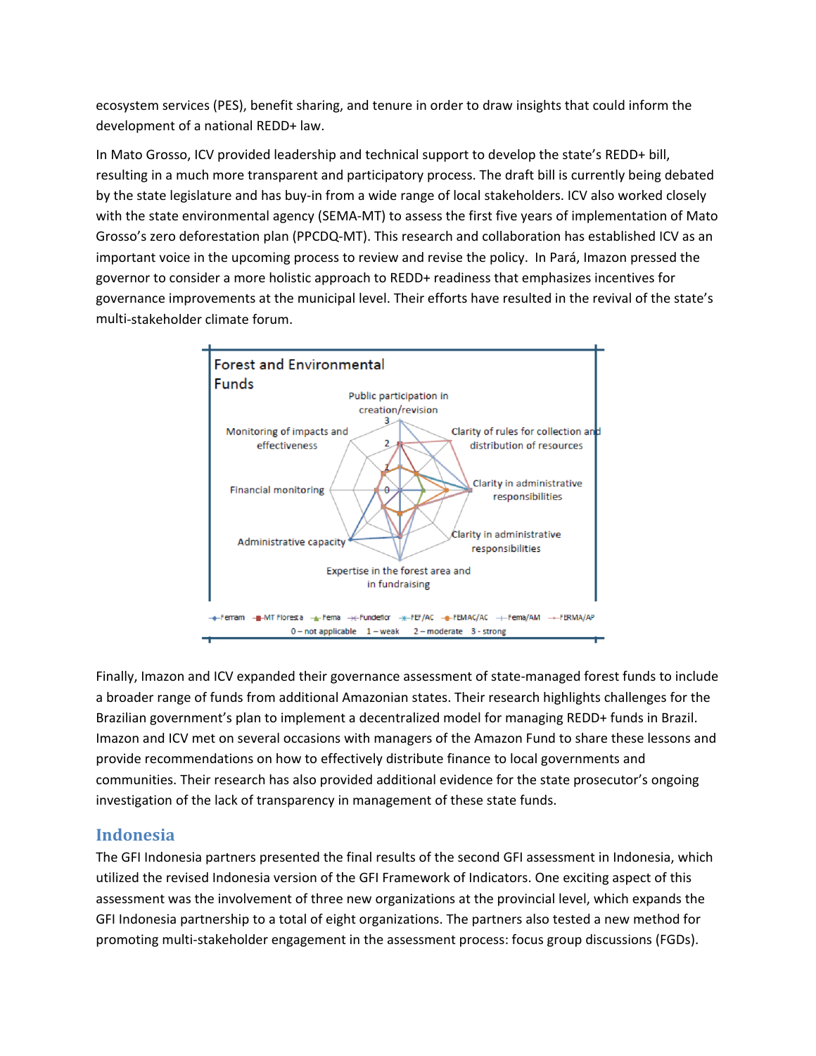ecosystem services (PES), benefit sharing, and tenure in order to draw insights that could inform the development of a national REDD+ law.

In Mato Grosso, ICV provided leadership and technical support to develop the state's REDD+ bill, resulting in a much more transparent and participatory process. The draft bill is currently being debated by the state legislature and has buy-in from a wide range of local stakeholders. ICV also worked closely with the state environmental agency (SEMA-MT) to assess the first five years of implementation of Mato Grosso's zero deforestation plan (PPCDQ-MT). This research and collaboration has established ICV as an important voice in the upcoming process to review and revise the policy. In Pará, Imazon pressed the governor to consider a more holistic approach to REDD+ readiness that emphasizes incentives for governance improvements at the municipal level. Their efforts have resulted in the revival of the state's multi-stakeholder climate forum.

**Forest and Environmental Funds**

Public participation in creation/revision; Clarity of rules for collection and distribution of resources; Clarity in administrative responsibilities; Clarity in administrative responsibilities; Expertise in the forest area and in fundraising; Administrative capacity; Financial monitoring; Monitoring of impacts and effectiveness

Fermam, MT Floresta, Fema, Fundeflor, FEF/AC, FEMAC/AC, Fema/AM, FERMA/AP

0 – not applicable 1 – weak 2 – moderate 3 - strong

Finally, Imazon and ICV expanded their governance assessment of state-managed forest funds to include a broader range of funds from additional Amazonian states. Their research highlights challenges for the Brazilian government's plan to implement a decentralized model for managing REDD+ funds in Brazil. Imazon and ICV met on several occasions with managers of the Amazon Fund to share these lessons and provide recommendations on how to effectively distribute finance to local governments and communities. Their research has also provided additional evidence for the state prosecutor's ongoing investigation of the lack of transparency in management of these state funds.

## Indonesia

The GFI Indonesia partners presented the final results of the second GFI assessment in Indonesia, which utilized the revised Indonesia version of the GFI Framework of Indicators. One exciting aspect of this assessment was the involvement of three new organizations at the provincial level, which expands the GFI Indonesia partnership to a total of eight organizations. The partners also tested a new method for promoting multi-stakeholder engagement in the assessment process: focus group discussions (FGDs).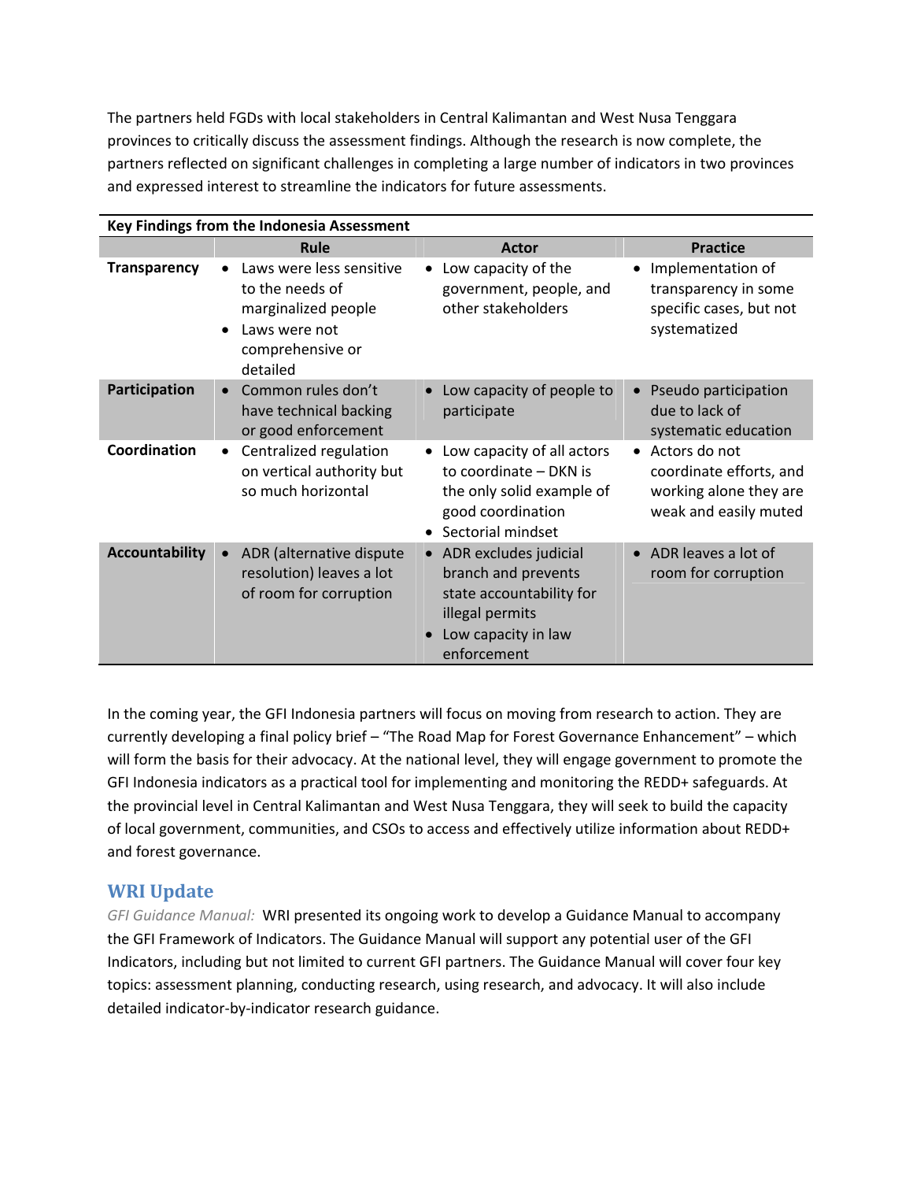The partners held FGDs with local stakeholders in Central Kalimantan and West Nusa Tenggara provinces to critically discuss the assessment findings. Although the research is now complete, the partners reflected on significant challenges in completing a large number of indicators in two provinces and expressed interest to streamline the indicators for future assessments.

**Key Findings from the Indonesia Assessment**

| | Rule | Actor | Practice |
|---|---|---|---|
| **Transparency** | • Laws were less sensitive to the needs of marginalized people<br>• Laws were not comprehensive or detailed | • Low capacity of the government, people, and other stakeholders | • Implementation of transparency in some specific cases, but not systematized |
| **Participation** | • Common rules don't have technical backing or good enforcement | • Low capacity of people to participate | • Pseudo participation due to lack of systematic education |
| **Coordination** | • Centralized regulation on vertical authority but so much horizontal | • Low capacity of all actors to coordinate – DKN is the only solid example of good coordination<br>• Sectorial mindset | • Actors do not coordinate efforts, and working alone they are weak and easily muted |
| **Accountability** | • ADR (alternative dispute resolution) leaves a lot of room for corruption | • ADR excludes judicial branch and prevents state accountability for illegal permits<br>• Low capacity in law enforcement | • ADR leaves a lot of room for corruption |

In the coming year, the GFI Indonesia partners will focus on moving from research to action. They are currently developing a final policy brief – "The Road Map for Forest Governance Enhancement" – which will form the basis for their advocacy. At the national level, they will engage government to promote the GFI Indonesia indicators as a practical tool for implementing and monitoring the REDD+ safeguards. At the provincial level in Central Kalimantan and West Nusa Tenggara, they will seek to build the capacity of local government, communities, and CSOs to access and effectively utilize information about REDD+ and forest governance.

## WRI Update

*GFI Guidance Manual:* WRI presented its ongoing work to develop a Guidance Manual to accompany the GFI Framework of Indicators. The Guidance Manual will support any potential user of the GFI Indicators, including but not limited to current GFI partners. The Guidance Manual will cover four key topics: assessment planning, conducting research, using research, and advocacy. It will also include detailed indicator-by-indicator research guidance.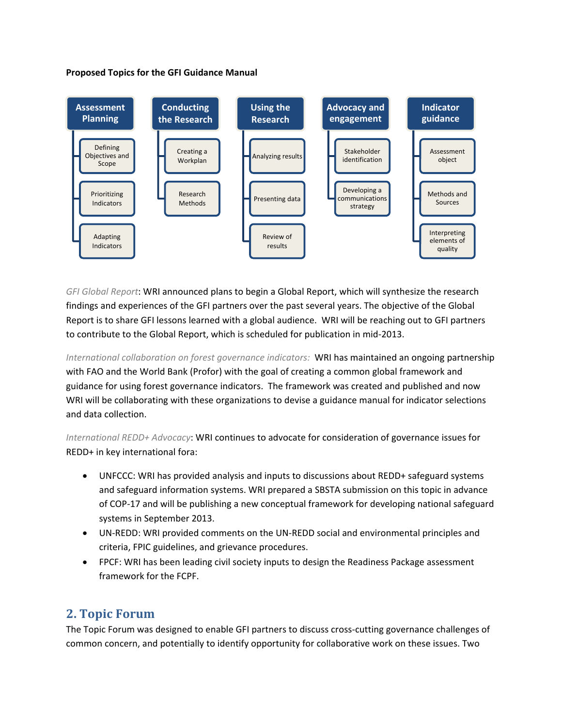**Proposed Topics for the GFI Guidance Manual**

- **Assessment Planning**
  - Defining Objectives and Scope
  - Prioritizing Indicators
  - Adapting Indicators
- **Conducting the Research**
  - Creating a Workplan
  - Research Methods
- **Using the Research**
  - Analyzing results
  - Presenting data
  - Review of results
- **Advocacy and engagement**
  - Stakeholder identification
  - Developing a communications strategy
- **Indicator guidance**
  - Assessment object
  - Methods and Sources
  - Interpreting elements of quality

*GFI Global Report*: WRI announced plans to begin a Global Report, which will synthesize the research findings and experiences of the GFI partners over the past several years. The objective of the Global Report is to share GFI lessons learned with a global audience. WRI will be reaching out to GFI partners to contribute to the Global Report, which is scheduled for publication in mid-2013.

*International collaboration on forest governance indicators:* WRI has maintained an ongoing partnership with FAO and the World Bank (Profor) with the goal of creating a common global framework and guidance for using forest governance indicators. The framework was created and published and now WRI will be collaborating with these organizations to devise a guidance manual for indicator selections and data collection.

*International REDD+ Advocacy*: WRI continues to advocate for consideration of governance issues for REDD+ in key international fora:

- UNFCCC: WRI has provided analysis and inputs to discussions about REDD+ safeguard systems and safeguard information systems. WRI prepared a SBSTA submission on this topic in advance of COP-17 and will be publishing a new conceptual framework for developing national safeguard systems in September 2013.
- UN-REDD: WRI provided comments on the UN-REDD social and environmental principles and criteria, FPIC guidelines, and grievance procedures.
- FPCF: WRI has been leading civil society inputs to design the Readiness Package assessment framework for the FCPF.

## 2. Topic Forum

The Topic Forum was designed to enable GFI partners to discuss cross-cutting governance challenges of common concern, and potentially to identify opportunity for collaborative work on these issues. Two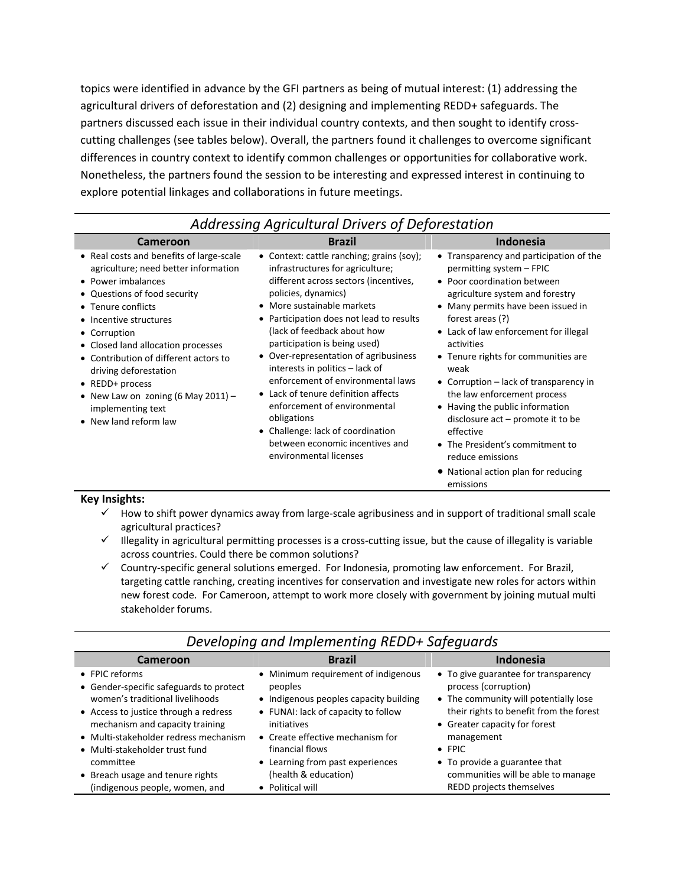topics were identified in advance by the GFI partners as being of mutual interest: (1) addressing the agricultural drivers of deforestation and (2) designing and implementing REDD+ safeguards. The partners discussed each issue in their individual country contexts, and then sought to identify cross-cutting challenges (see tables below). Overall, the partners found it challenges to overcome significant differences in country context to identify common challenges or opportunities for collaborative work. Nonetheless, the partners found the session to be interesting and expressed interest in continuing to explore potential linkages and collaborations in future meetings.

*Addressing Agricultural Drivers of Deforestation*

| Cameroon | Brazil | Indonesia |
|---|---|---|
| • Real costs and benefits of large-scale agriculture; need better information<br>• Power imbalances<br>• Questions of food security<br>• Tenure conflicts<br>• Incentive structures<br>• Corruption<br>• Closed land allocation processes<br>• Contribution of different actors to driving deforestation<br>• REDD+ process<br>• New Law on zoning (6 May 2011) – implementing text<br>• New land reform law | • Context: cattle ranching; grains (soy); infrastructures for agriculture; different across sectors (incentives, policies, dynamics)<br>• More sustainable markets<br>• Participation does not lead to results (lack of feedback about how participation is being used)<br>• Over-representation of agribusiness interests in politics – lack of enforcement of environmental laws<br>• Lack of tenure definition affects enforcement of environmental obligations<br>• Challenge: lack of coordination between economic incentives and environmental licenses | • Transparency and participation of the permitting system – FPIC<br>• Poor coordination between agriculture system and forestry<br>• Many permits have been issued in forest areas (?)<br>• Lack of law enforcement for illegal activities<br>• Tenure rights for communities are weak<br>• Corruption – lack of transparency in the law enforcement process<br>• Having the public information disclosure act – promote it to be effective<br>• The President's commitment to reduce emissions<br>• National action plan for reducing emissions |

**Key Insights:**

- ✓ How to shift power dynamics away from large-scale agribusiness and in support of traditional small scale agricultural practices?
- ✓ Illegality in agricultural permitting processes is a cross-cutting issue, but the cause of illegality is variable across countries. Could there be common solutions?
- ✓ Country-specific general solutions emerged. For Indonesia, promoting law enforcement. For Brazil, targeting cattle ranching, creating incentives for conservation and investigate new roles for actors within new forest code. For Cameroon, attempt to work more closely with government by joining mutual multi stakeholder forums.

*Developing and Implementing REDD+ Safeguards*

| Cameroon | Brazil | Indonesia |
|---|---|---|
| • FPIC reforms<br>• Gender-specific safeguards to protect women's traditional livelihoods<br>• Access to justice through a redress mechanism and capacity training<br>• Multi-stakeholder redress mechanism<br>• Multi-stakeholder trust fund committee<br>• Breach usage and tenure rights (indigenous people, women, and | • Minimum requirement of indigenous peoples<br>• Indigenous peoples capacity building<br>• FUNAI: lack of capacity to follow initiatives<br>• Create effective mechanism for financial flows<br>• Learning from past experiences (health & education)<br>• Political will | • To give guarantee for transparency process (corruption)<br>• The community will potentially lose their rights to benefit from the forest<br>• Greater capacity for forest management<br>• FPIC<br>• To provide a guarantee that communities will be able to manage REDD projects themselves |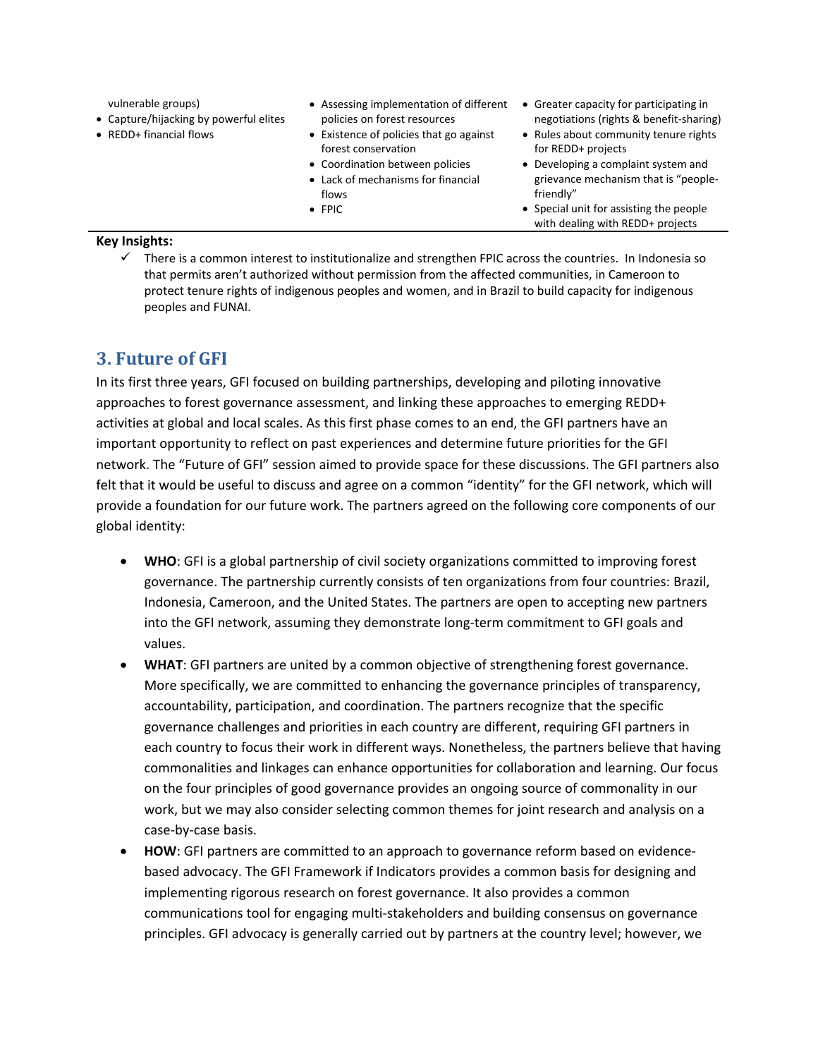| | | |
|---|---|---|
| vulnerable groups)<br>• Capture/hijacking by powerful elites<br>• REDD+ financial flows | • Assessing implementation of different policies on forest resources<br>• Existence of policies that go against forest conservation<br>• Coordination between policies<br>• Lack of mechanisms for financial flows<br>• FPIC | • Greater capacity for participating in negotiations (rights & benefit-sharing)<br>• Rules about community tenure rights for REDD+ projects<br>• Developing a complaint system and grievance mechanism that is "people-friendly"<br>• Special unit for assisting the people with dealing with REDD+ projects |

**Key Insights:**

✓ There is a common interest to institutionalize and strengthen FPIC across the countries. In Indonesia so that permits aren't authorized without permission from the affected communities, in Cameroon to protect tenure rights of indigenous peoples and women, and in Brazil to build capacity for indigenous peoples and FUNAI.

## 3. Future of GFI

In its first three years, GFI focused on building partnerships, developing and piloting innovative approaches to forest governance assessment, and linking these approaches to emerging REDD+ activities at global and local scales. As this first phase comes to an end, the GFI partners have an important opportunity to reflect on past experiences and determine future priorities for the GFI network. The "Future of GFI" session aimed to provide space for these discussions. The GFI partners also felt that it would be useful to discuss and agree on a common "identity" for the GFI network, which will provide a foundation for our future work. The partners agreed on the following core components of our global identity:

- **WHO**: GFI is a global partnership of civil society organizations committed to improving forest governance. The partnership currently consists of ten organizations from four countries: Brazil, Indonesia, Cameroon, and the United States. The partners are open to accepting new partners into the GFI network, assuming they demonstrate long-term commitment to GFI goals and values.
- **WHAT**: GFI partners are united by a common objective of strengthening forest governance. More specifically, we are committed to enhancing the governance principles of transparency, accountability, participation, and coordination. The partners recognize that the specific governance challenges and priorities in each country are different, requiring GFI partners in each country to focus their work in different ways. Nonetheless, the partners believe that having commonalities and linkages can enhance opportunities for collaboration and learning. Our focus on the four principles of good governance provides an ongoing source of commonality in our work, but we may also consider selecting common themes for joint research and analysis on a case-by-case basis.
- **HOW**: GFI partners are committed to an approach to governance reform based on evidence-based advocacy. The GFI Framework if Indicators provides a common basis for designing and implementing rigorous research on forest governance. It also provides a common communications tool for engaging multi-stakeholders and building consensus on governance principles. GFI advocacy is generally carried out by partners at the country level; however, we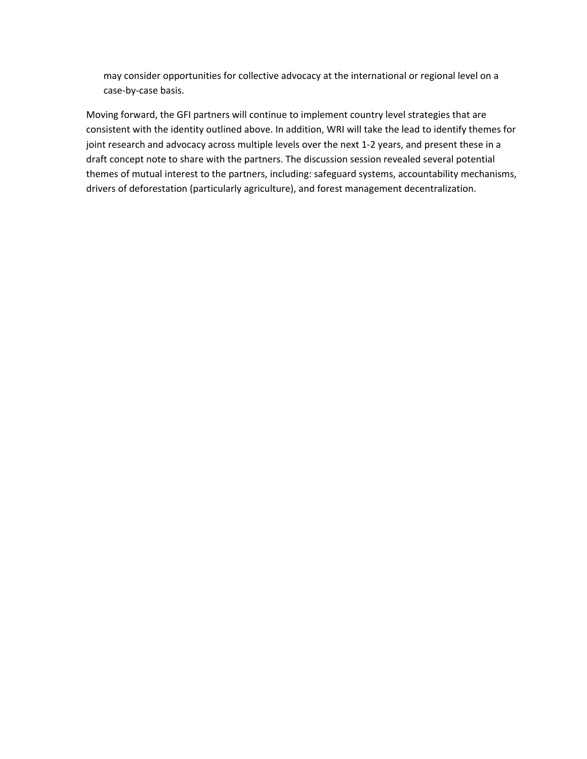may consider opportunities for collective advocacy at the international or regional level on a case-by-case basis.

Moving forward, the GFI partners will continue to implement country level strategies that are consistent with the identity outlined above. In addition, WRI will take the lead to identify themes for joint research and advocacy across multiple levels over the next 1-2 years, and present these in a draft concept note to share with the partners. The discussion session revealed several potential themes of mutual interest to the partners, including: safeguard systems, accountability mechanisms, drivers of deforestation (particularly agriculture), and forest management decentralization.